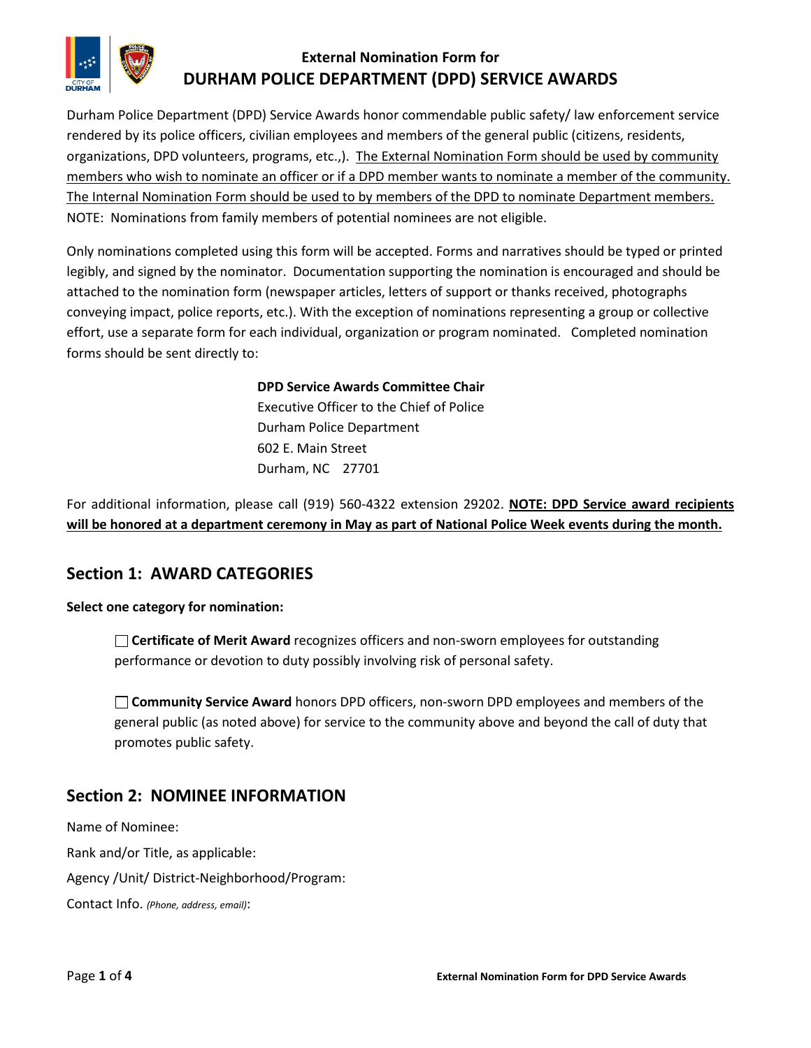# External Nomination Form for DURHAM POLICE DEPARTMENT (DPD) SERVICE AWARDS

Durham Police Department (DPD) Service Awards honor commendable public safety/ law enforcement service rendered by its police officers, civilian employees and members of the general public (citizens, residents, organizations, DPD volunteers, programs, etc.,). The External Nomination Form should be used by community members who wish to nominate an officer or if a DPD member wants to nominate a member of the community. The Internal Nomination Form should be used to by members of the DPD to nominate Department members. NOTE: Nominations from family members of potential nominees are not eligible.

Only nominations completed using this form will be accepted. Forms and narratives should be typed or printed legibly, and signed by the nominator. Documentation supporting the nomination is encouraged and should be attached to the nomination form (newspaper articles, letters of support or thanks received, photographs conveying impact, police reports, etc.). With the exception of nominations representing a group or collective effort, use a separate form for each individual, organization or program nominated. Completed nomination forms should be sent directly to:

**DPD Service Awards Committee Chair**
Executive Officer to the Chief of Police
Durham Police Department
602 E. Main Street
Durham, NC 27701

For additional information, please call (919) 560-4322 extension 29202. **NOTE: DPD Service award recipients will be honored at a department ceremony in May as part of National Police Week events during the month.**

## Section 1: AWARD CATEGORIES

**Select one category for nomination:**

☐ **Certificate of Merit Award** recognizes officers and non-sworn employees for outstanding performance or devotion to duty possibly involving risk of personal safety.

☐ **Community Service Award** honors DPD officers, non-sworn DPD employees and members of the general public (as noted above) for service to the community above and beyond the call of duty that promotes public safety.

## Section 2: NOMINEE INFORMATION

Name of Nominee:

Rank and/or Title, as applicable:

Agency /Unit/ District-Neighborhood/Program:

Contact Info. *(Phone, address, email)*: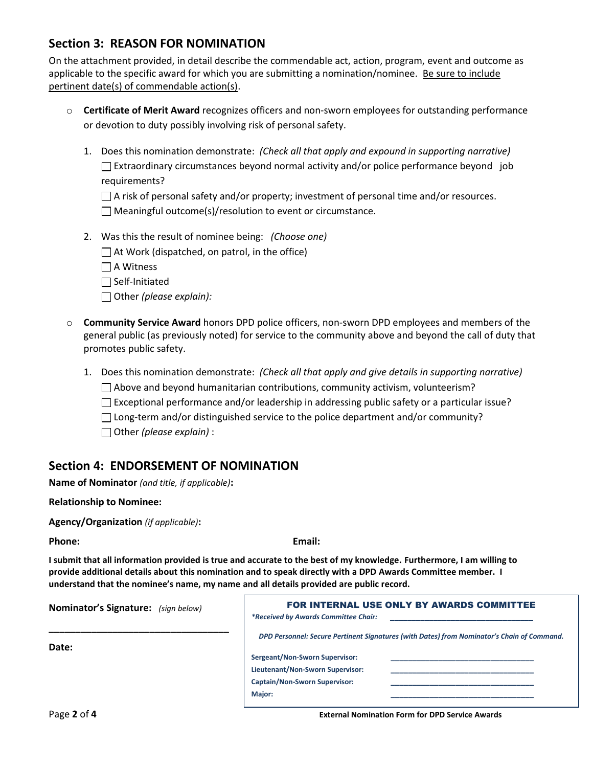## Section 3: REASON FOR NOMINATION

On the attachment provided, in detail describe the commendable act, action, program, event and outcome as applicable to the specific award for which you are submitting a nomination/nominee. Be sure to include pertinent date(s) of commendable action(s).

- **Certificate of Merit Award** recognizes officers and non-sworn employees for outstanding performance or devotion to duty possibly involving risk of personal safety.

  1. Does this nomination demonstrate: *(Check all that apply and expound in supporting narrative)*
     - ☐ Extraordinary circumstances beyond normal activity and/or police performance beyond job requirements?
     - ☐ A risk of personal safety and/or property; investment of personal time and/or resources.
     - ☐ Meaningful outcome(s)/resolution to event or circumstance.

  2. Was this the result of nominee being: *(Choose one)*
     - ☐ At Work (dispatched, on patrol, in the office)
     - ☐ A Witness
     - ☐ Self-Initiated
     - ☐ Other *(please explain):*

- **Community Service Award** honors DPD police officers, non-sworn DPD employees and members of the general public (as previously noted) for service to the community above and beyond the call of duty that promotes public safety.

  1. Does this nomination demonstrate: *(Check all that apply and give details in supporting narrative)*
     - ☐ Above and beyond humanitarian contributions, community activism, volunteerism?
     - ☐ Exceptional performance and/or leadership in addressing public safety or a particular issue?
     - ☐ Long-term and/or distinguished service to the police department and/or community?
     - ☐ Other *(please explain)* :

## Section 4: ENDORSEMENT OF NOMINATION

**Name of Nominator** *(and title, if applicable)***:**

**Relationship to Nominee:**

**Agency/Organization** *(if applicable)***:**

**Phone:** **Email:**

**I submit that all information provided is true and accurate to the best of my knowledge. Furthermore, I am willing to provide additional details about this nomination and to speak directly with a DPD Awards Committee member. I understand that the nominee's name, my name and all details provided are public record.**

**Nominator's Signature:** *(sign below)*

\_\_\_\_\_\_\_\_\_\_\_\_\_\_\_\_\_\_\_\_\_\_\_\_\_\_\_\_\_\_\_\_

**Date:**

**FOR INTERNAL USE ONLY BY AWARDS COMMITTEE**

***Received by Awards Committee Chair:*** \_\_\_\_\_\_\_\_\_\_\_\_\_\_\_\_\_\_\_\_\_\_\_\_\_\_\_\_\_\_\_\_

***DPD Personnel: Secure Pertinent Signatures (with Dates) from Nominator's Chain of Command.***

**Sergeant/Non-Sworn Supervisor:** \_\_\_\_\_\_\_\_\_\_\_\_\_\_\_\_\_\_\_\_\_\_\_\_\_\_\_\_\_\_\_\_

**Lieutenant/Non-Sworn Supervisor:** \_\_\_\_\_\_\_\_\_\_\_\_\_\_\_\_\_\_\_\_\_\_\_\_\_\_\_\_\_\_\_\_

**Captain/Non-Sworn Supervisor:** \_\_\_\_\_\_\_\_\_\_\_\_\_\_\_\_\_\_\_\_\_\_\_\_\_\_\_\_\_\_\_\_

**Major:** \_\_\_\_\_\_\_\_\_\_\_\_\_\_\_\_\_\_\_\_\_\_\_\_\_\_\_\_\_\_\_\_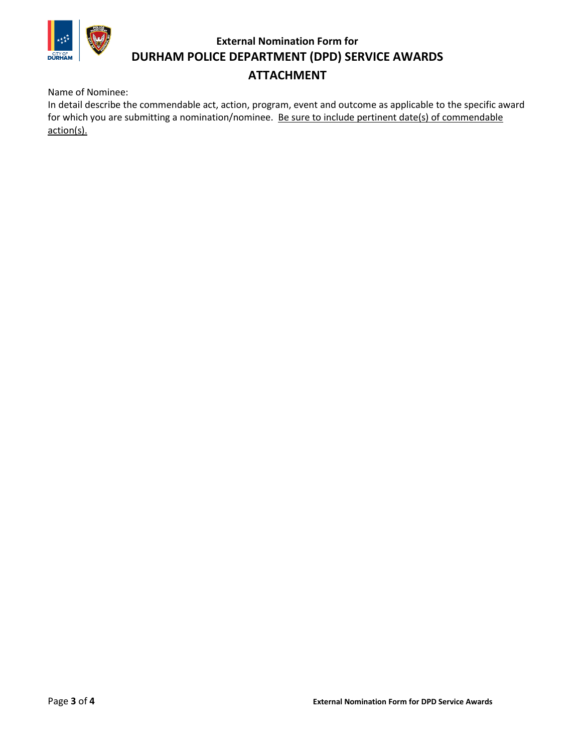# External Nomination Form for
# DURHAM POLICE DEPARTMENT (DPD) SERVICE AWARDS
## ATTACHMENT

Name of Nominee:

In detail describe the commendable act, action, program, event and outcome as applicable to the specific award for which you are submitting a nomination/nominee. <u>Be sure to include pertinent date(s) of commendable action(s).</u>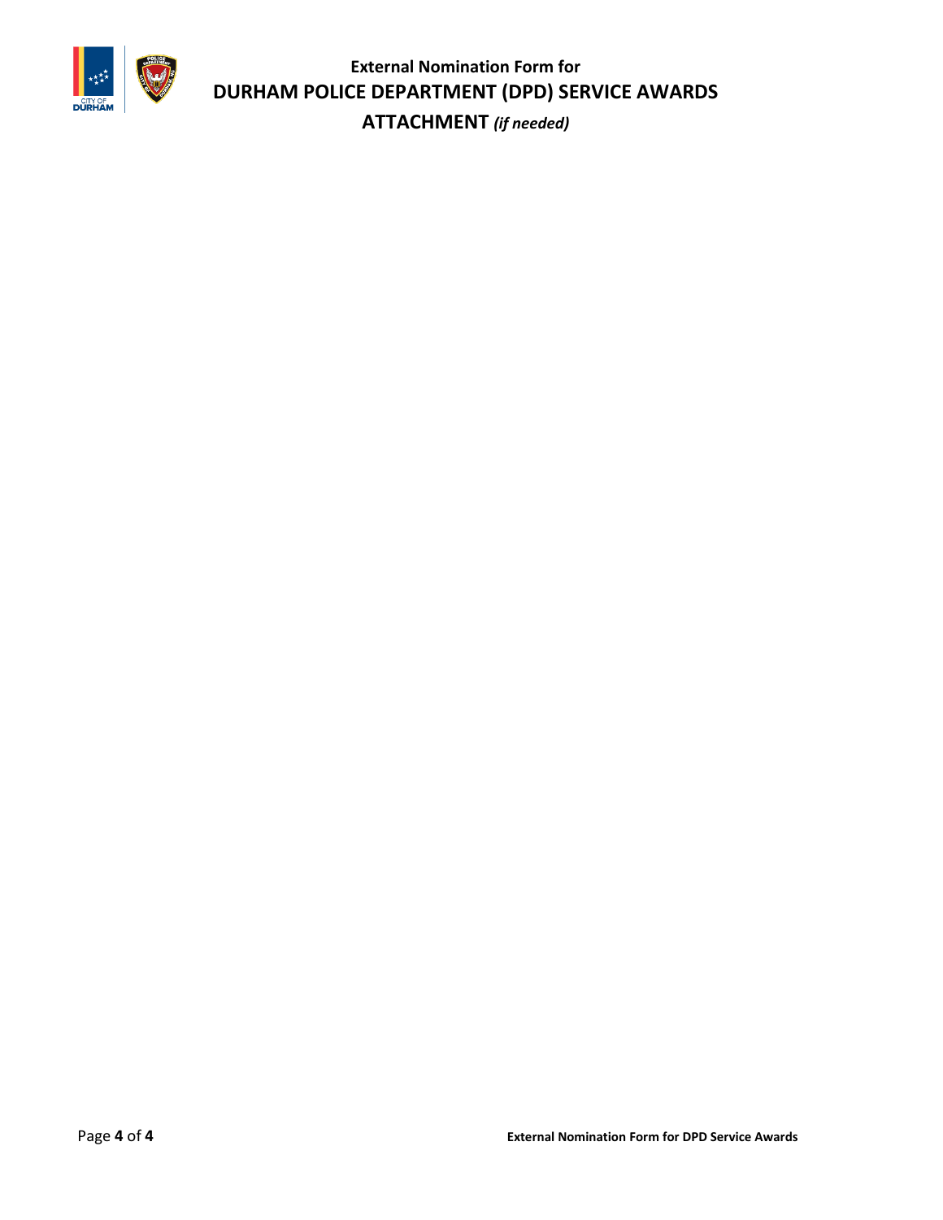# External Nomination Form for
# DURHAM POLICE DEPARTMENT (DPD) SERVICE AWARDS
## ATTACHMENT *(if needed)*